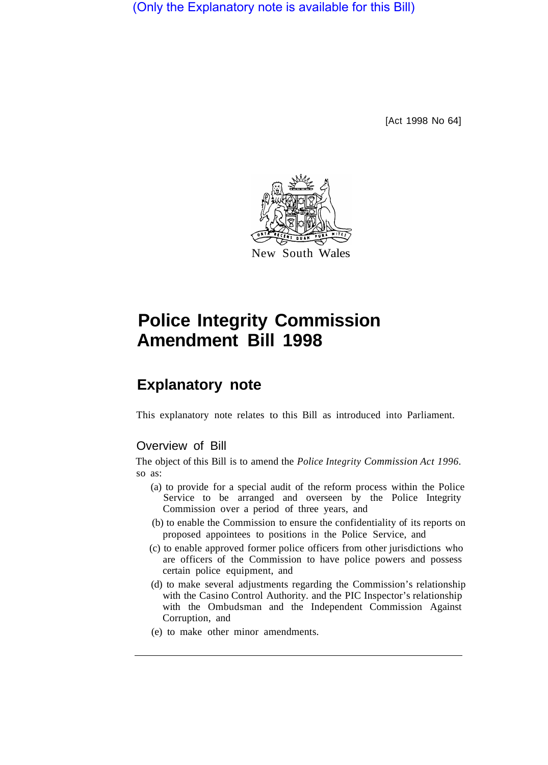(Only the Explanatory note is available for this Bill)

[Act 1998 No 64]

New South Wales

# Police Integrity Commission Amendment Bill 1998

## Explanatory note

This explanatory note relates to this Bill as introduced into Parliament.

### Overview of Bill

The object of this Bill is to amend the *Police Integrity Commission Act 1996*. so as:

(a) to provide for a special audit of the reform process within the Police Service to be arranged and overseen by the Police Integrity Commission over a period of three years, and

(b) to enable the Commission to ensure the confidentiality of its reports on proposed appointees to positions in the Police Service, and

(c) to enable approved former police officers from other jurisdictions who are officers of the Commission to have police powers and possess certain police equipment, and

(d) to make several adjustments regarding the Commission's relationship with the Casino Control Authority. and the PIC Inspector's relationship with the Ombudsman and the Independent Commission Against Corruption, and

(e) to make other minor amendments.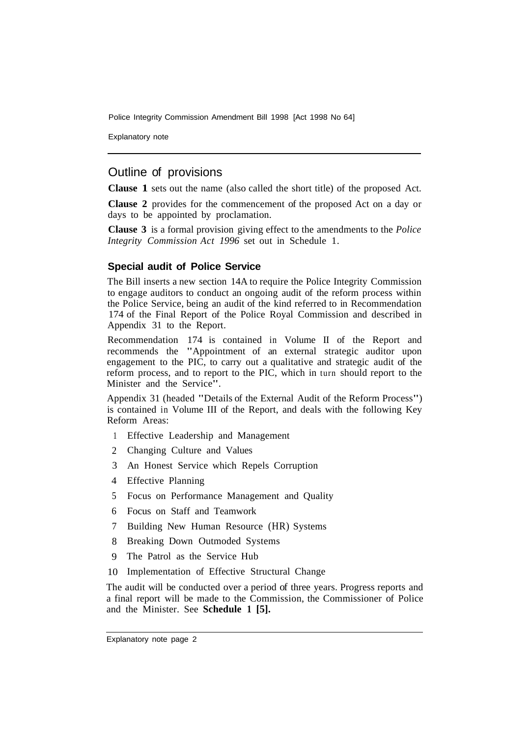## Outline of provisions

**Clause 1** sets out the name (also called the short title) of the proposed Act.

**Clause 2** provides for the commencement of the proposed Act on a day or days to be appointed by proclamation.

**Clause 3** is a formal provision giving effect to the amendments to the *Police Integrity Commission Act 1996* set out in Schedule 1.

### Special audit of Police Service

The Bill inserts a new section 14A to require the Police Integrity Commission to engage auditors to conduct an ongoing audit of the reform process within the Police Service, being an audit of the kind referred to in Recommendation 174 of the Final Report of the Police Royal Commission and described in Appendix 31 to the Report.

Recommendation 174 is contained in Volume II of the Report and recommends the "Appointment of an external strategic auditor upon engagement to the PIC, to carry out a qualitative and strategic audit of the reform process, and to report to the PIC, which in turn should report to the Minister and the Service".

Appendix 31 (headed "Details of the External Audit of the Reform Process") is contained in Volume III of the Report, and deals with the following Key Reform Areas:

1. Effective Leadership and Management
2. Changing Culture and Values
3. An Honest Service which Repels Corruption
4. Effective Planning
5. Focus on Performance Management and Quality
6. Focus on Staff and Teamwork
7. Building New Human Resource (HR) Systems
8. Breaking Down Outmoded Systems
9. The Patrol as the Service Hub
10. Implementation of Effective Structural Change

The audit will be conducted over a period of three years. Progress reports and a final report will be made to the Commission, the Commissioner of Police and the Minister. See **Schedule 1 [5].**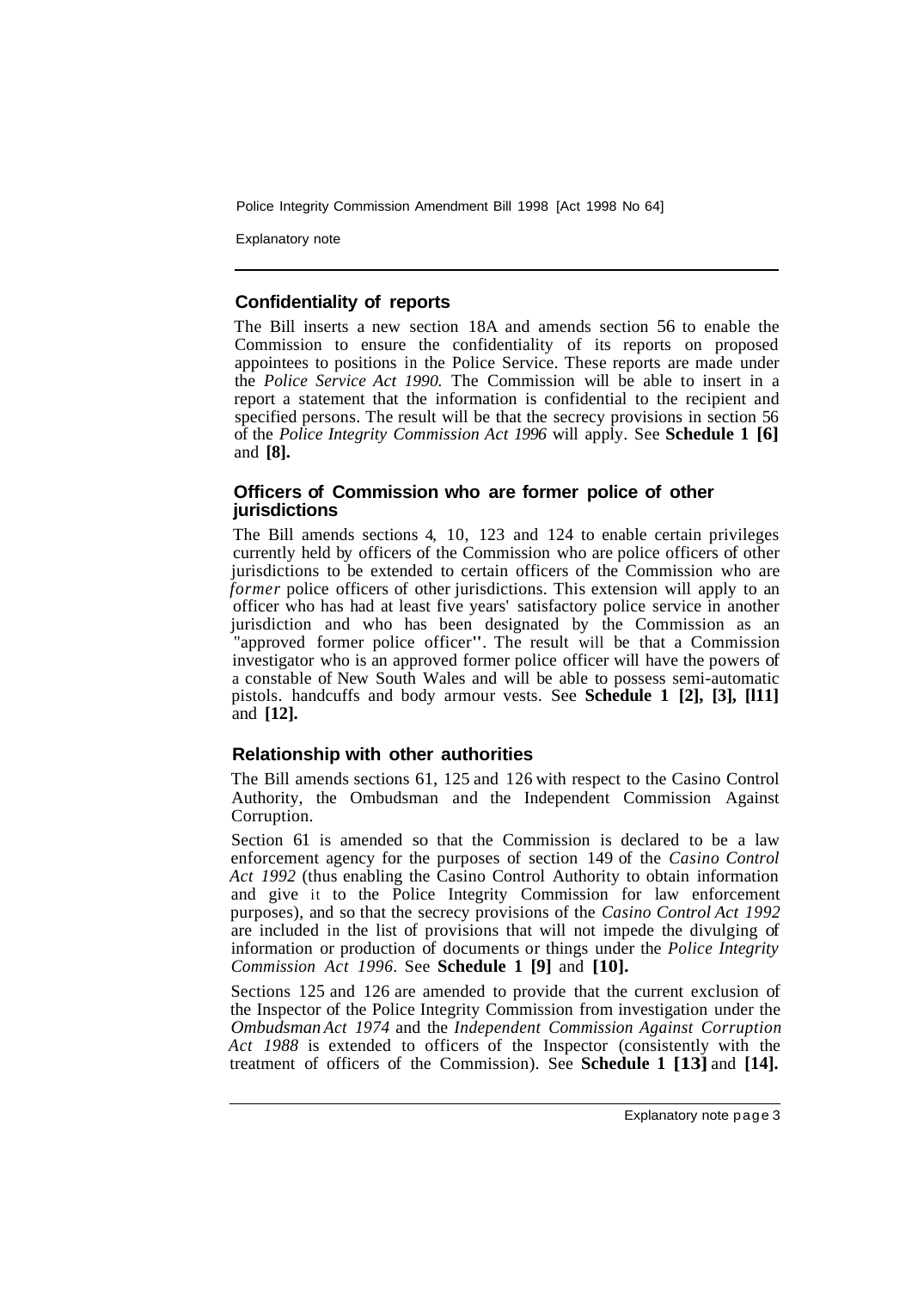## Confidentiality of reports

The Bill inserts a new section 18A and amends section 56 to enable the Commission to ensure the confidentiality of its reports on proposed appointees to positions in the Police Service. These reports are made under the *Police Service Act 1990.* The Commission will be able to insert in a report a statement that the information is confidential to the recipient and specified persons. The result will be that the secrecy provisions in section 56 of the *Police Integrity Commission Act 1996* will apply. See **Schedule 1 [6]** and **[8].**

## Officers of Commission who are former police of other jurisdictions

The Bill amends sections 4, 10, 123 and 124 to enable certain privileges currently held by officers of the Commission who are police officers of other jurisdictions to be extended to certain officers of the Commission who are *former* police officers of other jurisdictions. This extension will apply to an officer who has had at least five years' satisfactory police service in another jurisdiction and who has been designated by the Commission as an "approved former police officer". The result will be that a Commission investigator who is an approved former police officer will have the powers of a constable of New South Wales and will be able to possess semi-automatic pistols. handcuffs and body armour vests. See **Schedule 1 [2], [3], [l11]** and **[12].**

## Relationship with other authorities

The Bill amends sections 61, 125 and 126 with respect to the Casino Control Authority, the Ombudsman and the Independent Commission Against Corruption.

Section 61 is amended so that the Commission is declared to be a law enforcement agency for the purposes of section 149 of the *Casino Control Act 1992* (thus enabling the Casino Control Authority to obtain information and give it to the Police Integrity Commission for law enforcement purposes), and so that the secrecy provisions of the *Casino Control Act 1992* are included in the list of provisions that will not impede the divulging of information or production of documents or things under the *Police Integrity Commission Act 1996*. See **Schedule 1 [9]** and **[10].**

Sections 125 and 126 are amended to provide that the current exclusion of the Inspector of the Police Integrity Commission from investigation under the *Ombudsman Act 1974* and the *Independent Commission Against Corruption Act 1988* is extended to officers of the Inspector (consistently with the treatment of officers of the Commission). See **Schedule 1 [13]** and **[14].**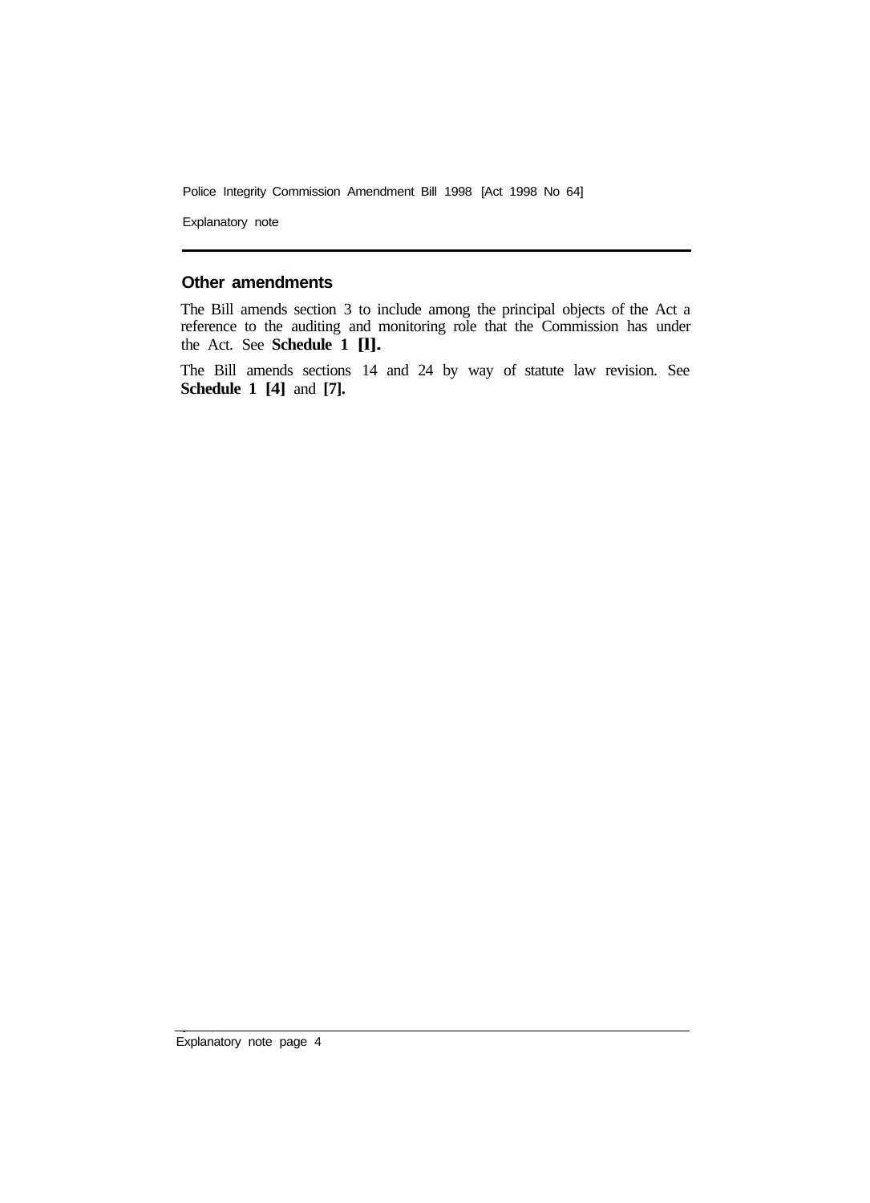## Other amendments

The Bill amends section 3 to include among the principal objects of the Act a reference to the auditing and monitoring role that the Commission has under the Act. See **Schedule 1 [l].**

The Bill amends sections 14 and 24 by way of statute law revision. See **Schedule 1 [4]** and **[7].**